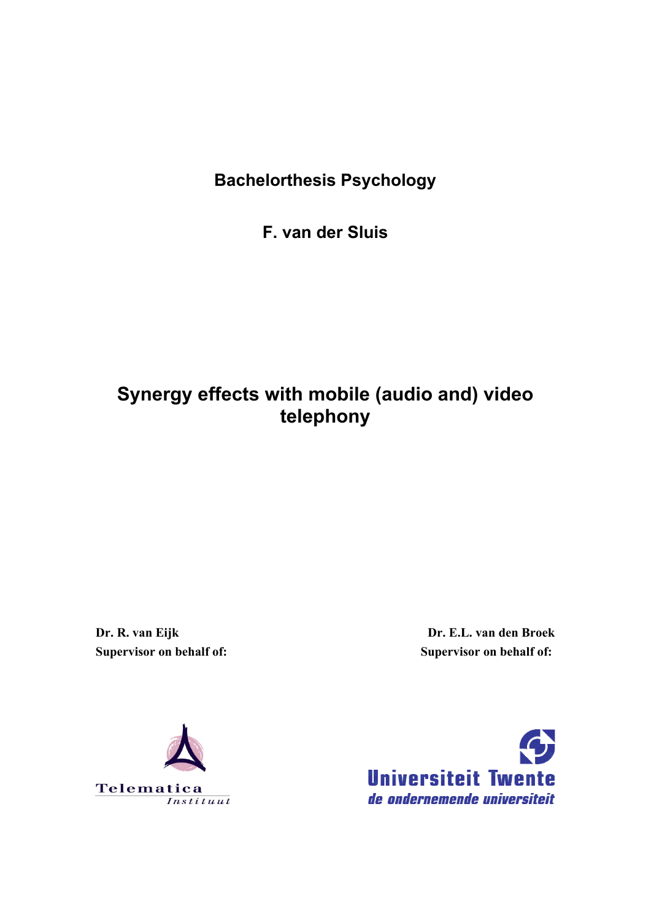**Bachelorthesis Psychology**

**F. van der Sluis**

# Synergy effects with mobile (audio and) video telephony

**Dr. R. van Eijk**
**Supervisor on behalf of:**

Telematica Instituut

**Dr. E.L. van den Broek**
**Supervisor on behalf of:**

Universiteit Twente
*de ondernemende universiteit*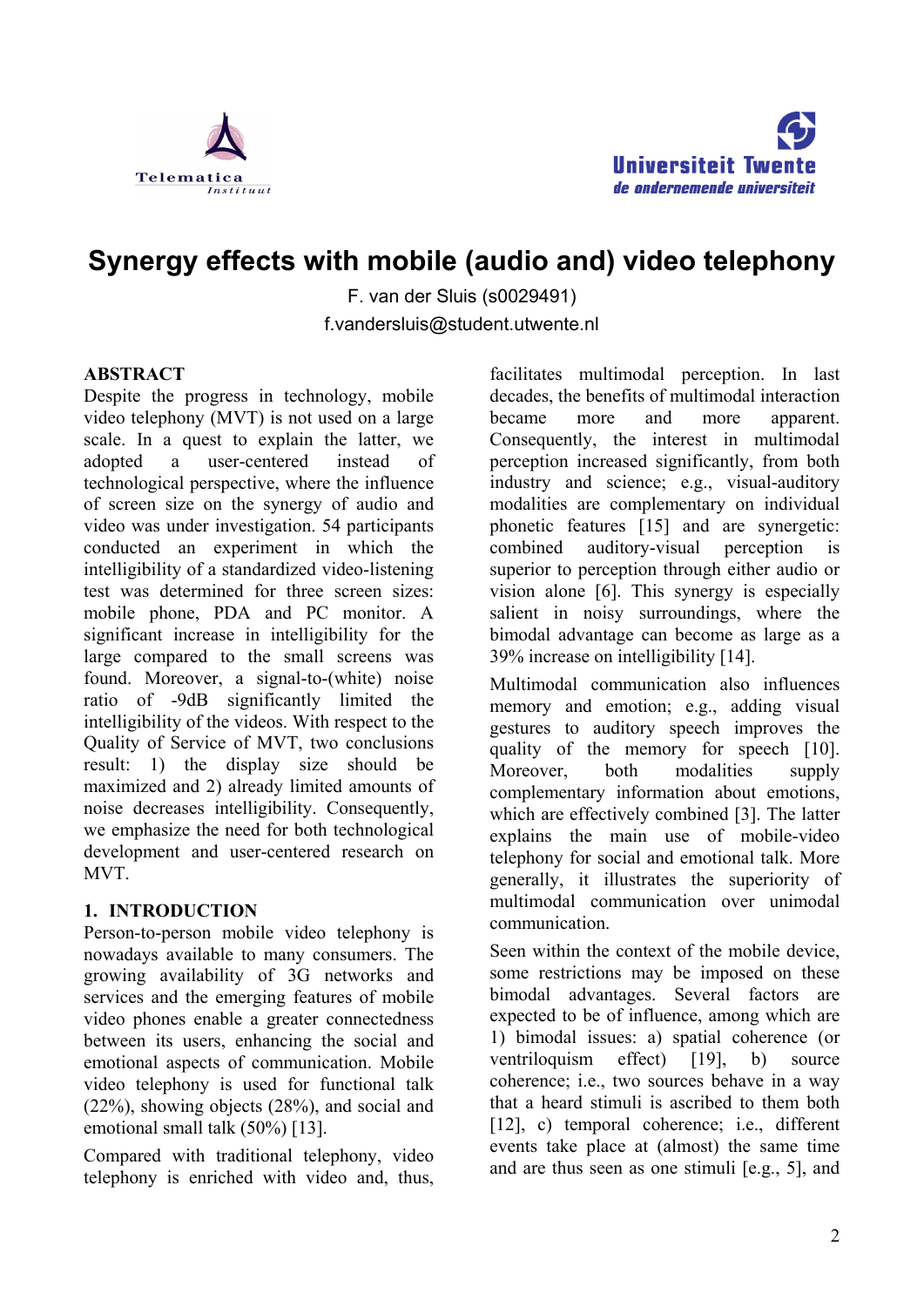# Synergy effects with mobile (audio and) video telephony

F. van der Sluis (s0029491)
f.vandersluis@student.utwente.nl

## ABSTRACT

Despite the progress in technology, mobile video telephony (MVT) is not used on a large scale. In a quest to explain the latter, we adopted a user-centered instead of technological perspective, where the influence of screen size on the synergy of audio and video was under investigation. 54 participants conducted an experiment in which the intelligibility of a standardized video-listening test was determined for three screen sizes: mobile phone, PDA and PC monitor. A significant increase in intelligibility for the large compared to the small screens was found. Moreover, a signal-to-(white) noise ratio of -9dB significantly limited the intelligibility of the videos. With respect to the Quality of Service of MVT, two conclusions result: 1) the display size should be maximized and 2) already limited amounts of noise decreases intelligibility. Consequently, we emphasize the need for both technological development and user-centered research on MVT.

## 1. INTRODUCTION

Person-to-person mobile video telephony is nowadays available to many consumers. The growing availability of 3G networks and services and the emerging features of mobile video phones enable a greater connectedness between its users, enhancing the social and emotional aspects of communication. Mobile video telephony is used for functional talk (22%), showing objects (28%), and social and emotional small talk (50%) [13].

Compared with traditional telephony, video telephony is enriched with video and, thus, facilitates multimodal perception. In last decades, the benefits of multimodal interaction became more and more apparent. Consequently, the interest in multimodal perception increased significantly, from both industry and science; e.g., visual-auditory modalities are complementary on individual phonetic features [15] and are synergetic: combined auditory-visual perception is superior to perception through either audio or vision alone [6]. This synergy is especially salient in noisy surroundings, where the bimodal advantage can become as large as a 39% increase on intelligibility [14].

Multimodal communication also influences memory and emotion; e.g., adding visual gestures to auditory speech improves the quality of the memory for speech [10]. Moreover, both modalities supply complementary information about emotions, which are effectively combined [3]. The latter explains the main use of mobile-video telephony for social and emotional talk. More generally, it illustrates the superiority of multimodal communication over unimodal communication.

Seen within the context of the mobile device, some restrictions may be imposed on these bimodal advantages. Several factors are expected to be of influence, among which are 1) bimodal issues: a) spatial coherence (or ventriloquism effect) [19], b) source coherence; i.e., two sources behave in a way that a heard stimuli is ascribed to them both [12], c) temporal coherence; i.e., different events take place at (almost) the same time and are thus seen as one stimuli [e.g., 5], and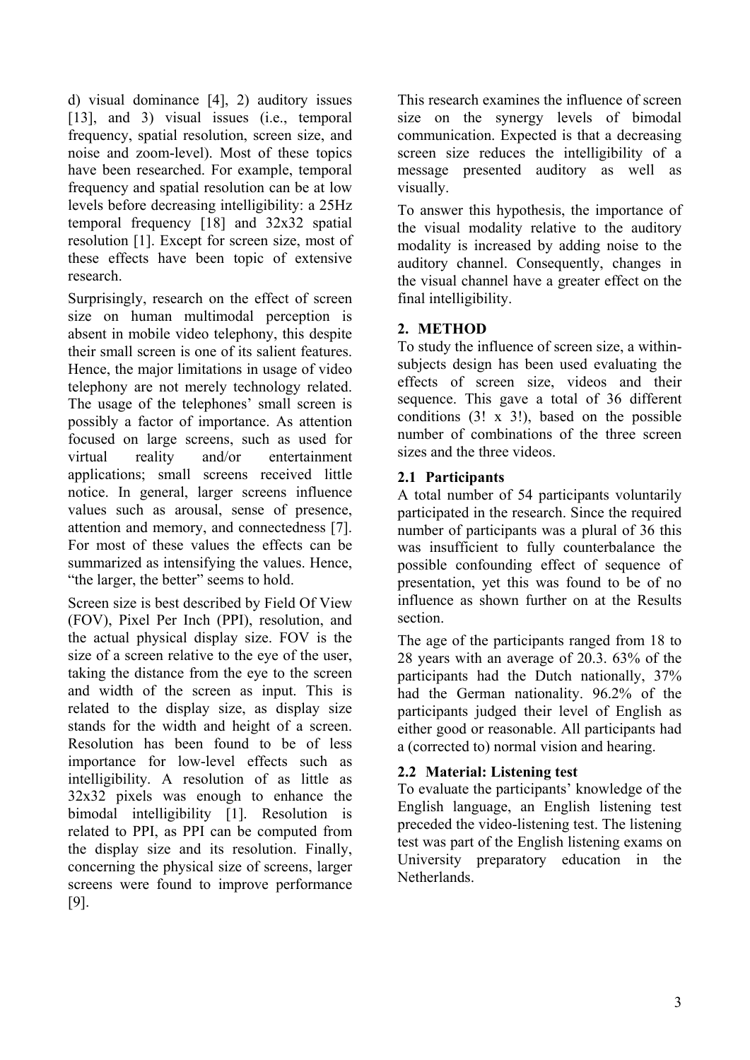d) visual dominance [4], 2) auditory issues [13], and 3) visual issues (i.e., temporal frequency, spatial resolution, screen size, and noise and zoom-level). Most of these topics have been researched. For example, temporal frequency and spatial resolution can be at low levels before decreasing intelligibility: a 25Hz temporal frequency [18] and 32x32 spatial resolution [1]. Except for screen size, most of these effects have been topic of extensive research.

Surprisingly, research on the effect of screen size on human multimodal perception is absent in mobile video telephony, this despite their small screen is one of its salient features. Hence, the major limitations in usage of video telephony are not merely technology related. The usage of the telephones' small screen is possibly a factor of importance. As attention focused on large screens, such as used for virtual reality and/or entertainment applications; small screens received little notice. In general, larger screens influence values such as arousal, sense of presence, attention and memory, and connectedness [7]. For most of these values the effects can be summarized as intensifying the values. Hence, "the larger, the better" seems to hold.

Screen size is best described by Field Of View (FOV), Pixel Per Inch (PPI), resolution, and the actual physical display size. FOV is the size of a screen relative to the eye of the user, taking the distance from the eye to the screen and width of the screen as input. This is related to the display size, as display size stands for the width and height of a screen. Resolution has been found to be of less importance for low-level effects such as intelligibility. A resolution of as little as 32x32 pixels was enough to enhance the bimodal intelligibility [1]. Resolution is related to PPI, as PPI can be computed from the display size and its resolution. Finally, concerning the physical size of screens, larger screens were found to improve performance [9].

This research examines the influence of screen size on the synergy levels of bimodal communication. Expected is that a decreasing screen size reduces the intelligibility of a message presented auditory as well as visually.

To answer this hypothesis, the importance of the visual modality relative to the auditory modality is increased by adding noise to the auditory channel. Consequently, changes in the visual channel have a greater effect on the final intelligibility.

## 2. METHOD

To study the influence of screen size, a within-subjects design has been used evaluating the effects of screen size, videos and their sequence. This gave a total of 36 different conditions (3! x 3!), based on the possible number of combinations of the three screen sizes and the three videos.

### 2.1 Participants

A total number of 54 participants voluntarily participated in the research. Since the required number of participants was a plural of 36 this was insufficient to fully counterbalance the possible confounding effect of sequence of presentation, yet this was found to be of no influence as shown further on at the Results section.

The age of the participants ranged from 18 to 28 years with an average of 20.3. 63% of the participants had the Dutch nationally, 37% had the German nationality. 96.2% of the participants judged their level of English as either good or reasonable. All participants had a (corrected to) normal vision and hearing.

### 2.2 Material: Listening test

To evaluate the participants' knowledge of the English language, an English listening test preceded the video-listening test. The listening test was part of the English listening exams on University preparatory education in the Netherlands.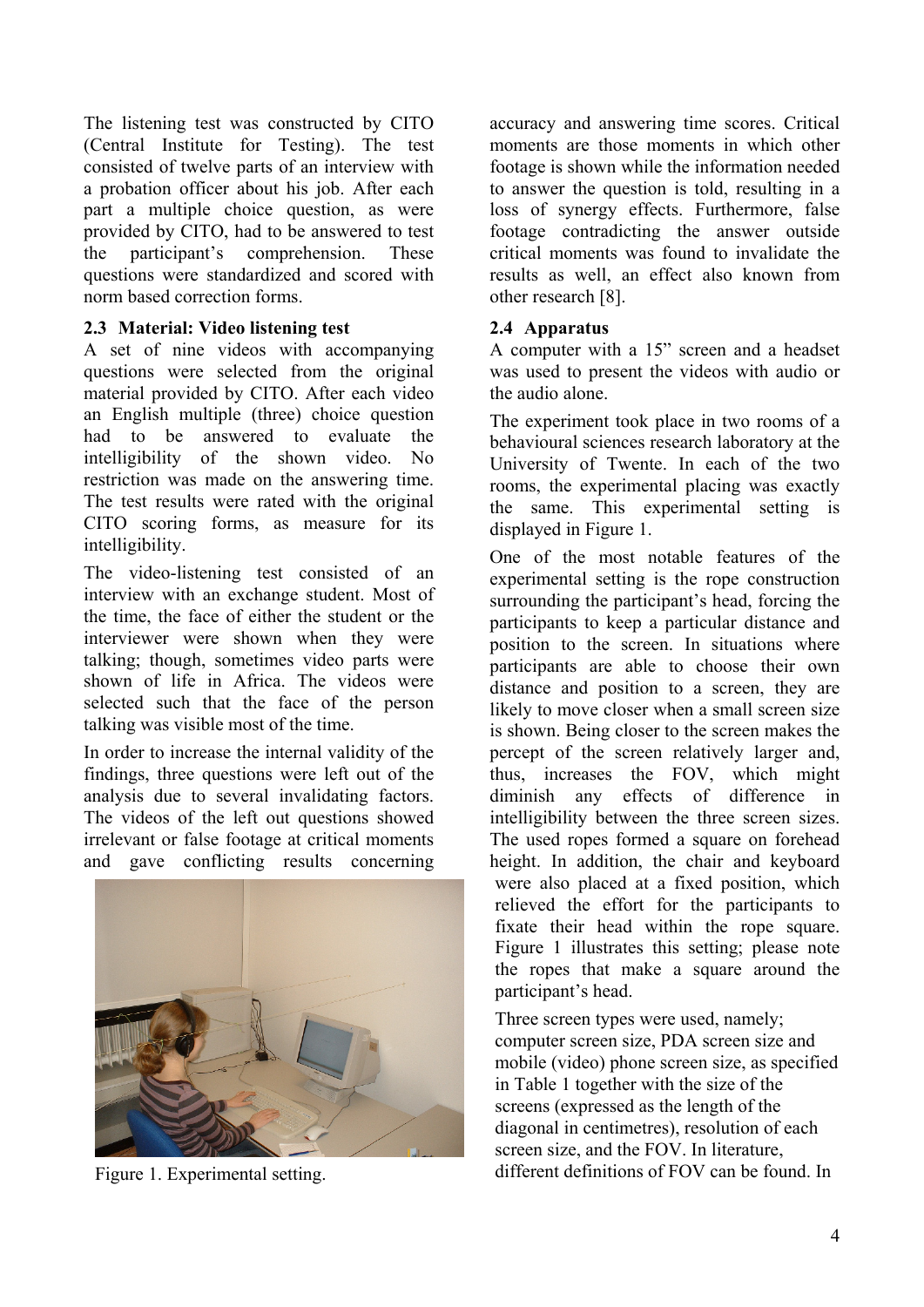The listening test was constructed by CITO (Central Institute for Testing). The test consisted of twelve parts of an interview with a probation officer about his job. After each part a multiple choice question, as were provided by CITO, had to be answered to test the participant's comprehension. These questions were standardized and scored with norm based correction forms.

### 2.3 Material: Video listening test

A set of nine videos with accompanying questions were selected from the original material provided by CITO. After each video an English multiple (three) choice question had to be answered to evaluate the intelligibility of the shown video. No restriction was made on the answering time. The test results were rated with the original CITO scoring forms, as measure for its intelligibility.

The video-listening test consisted of an interview with an exchange student. Most of the time, the face of either the student or the interviewer were shown when they were talking; though, sometimes video parts were shown of life in Africa. The videos were selected such that the face of the person talking was visible most of the time.

In order to increase the internal validity of the findings, three questions were left out of the analysis due to several invalidating factors. The videos of the left out questions showed irrelevant or false footage at critical moments and gave conflicting results concerning accuracy and answering time scores. Critical moments are those moments in which other footage is shown while the information needed to answer the question is told, resulting in a loss of synergy effects. Furthermore, false footage contradicting the answer outside critical moments was found to invalidate the results as well, an effect also known from other research [8].

Figure 1. Experimental setting.

### 2.4 Apparatus

A computer with a 15" screen and a headset was used to present the videos with audio or the audio alone.

The experiment took place in two rooms of a behavioural sciences research laboratory at the University of Twente. In each of the two rooms, the experimental placing was exactly the same. This experimental setting is displayed in Figure 1.

One of the most notable features of the experimental setting is the rope construction surrounding the participant's head, forcing the participants to keep a particular distance and position to the screen. In situations where participants are able to choose their own distance and position to a screen, they are likely to move closer when a small screen size is shown. Being closer to the screen makes the percept of the screen relatively larger and, thus, increases the FOV, which might diminish any effects of difference in intelligibility between the three screen sizes. The used ropes formed a square on forehead height. In addition, the chair and keyboard were also placed at a fixed position, which relieved the effort for the participants to fixate their head within the rope square. Figure 1 illustrates this setting; please note the ropes that make a square around the participant's head.

Three screen types were used, namely; computer screen size, PDA screen size and mobile (video) phone screen size, as specified in Table 1 together with the size of the screens (expressed as the length of the diagonal in centimetres), resolution of each screen size, and the FOV. In literature, different definitions of FOV can be found. In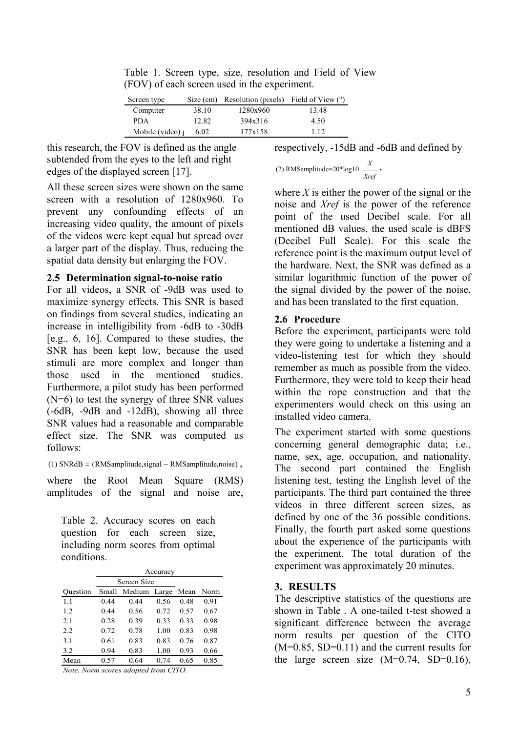Table 1. Screen type, size, resolution and Field of View (FOV) of each screen used in the experiment.

| Screen type | Size (cm) | Resolution (pixels) | Field of View (°) |
|---|---|---|---|
| Computer | 38.10 | 1280x960 | 13.48 |
| PDA | 12.82 | 394x316 | 4.50 |
| Mobile (video) | 6.02 | 177x158 | 1.12 |

this research, the FOV is defined as the angle subtended from the eyes to the left and right edges of the displayed screen [17].

All these screen sizes were shown on the same screen with a resolution of 1280x960. To prevent any confounding effects of an increasing video quality, the amount of pixels of the videos were kept equal but spread over a larger part of the display. Thus, reducing the spatial data density but enlarging the FOV.

### 2.5 Determination signal-to-noise ratio

For all videos, a SNR of -9dB was used to maximize synergy effects. This SNR is based on findings from several studies, indicating an increase in intelligibility from -6dB to -30dB [e.g., 6, 16]. Compared to these studies, the SNR has been kept low, because the used stimuli are more complex and longer than those used in the mentioned studies. Furthermore, a pilot study has been performed (N=6) to test the synergy of three SNR values (-6dB, -9dB and -12dB), showing all three SNR values had a reasonable and comparable effect size. The SNR was computed as follows:

$$(1)\ \mathrm{SNRdB} = (\mathrm{RMSamplitude,signal} - \mathrm{RMSamplitude,noise}),$$

where the Root Mean Square (RMS) amplitudes of the signal and noise are, respectively, -15dB and -6dB and defined by

$$(2)\ \mathrm{RMSamplitude} = 20 * \log 10\ \frac{X}{Xref},$$

where $X$ is either the power of the signal or the noise and $Xref$ is the power of the reference point of the used Decibel scale. For all mentioned dB values, the used scale is dBFS (Decibel Full Scale). For this scale the reference point is the maximum output level of the hardware. Next, the SNR was defined as a similar logarithmic function of the power of the signal divided by the power of the noise, and has been translated to the first equation.

### 2.6 Procedure

Before the experiment, participants were told they were going to undertake a listening and a video-listening test for which they should remember as much as possible from the video. Furthermore, they were told to keep their head within the rope construction and that the experimenters would check on this using an installed video camera.

The experiment started with some questions concerning general demographic data; i.e., name, sex, age, occupation, and nationality. The second part contained the English listening test, testing the English level of the participants. The third part contained the three videos in three different screen sizes, as defined by one of the 36 possible conditions. Finally, the fourth part asked some questions about the experience of the participants with the experiment. The total duration of the experiment was approximately 20 minutes.

Table 2. Accuracy scores on each question for each screen size, including norm scores from optimal conditions.

| | Accuracy | | | | |
|---|---|---|---|---|---|
| | Screen Size | | | | |
| Question | Small | Medium | Large | Mean | Norm |
| 1.1 | 0.44 | 0.44 | 0.56 | 0.48 | 0.91 |
| 1.2 | 0.44 | 0.56 | 0.72 | 0.57 | 0.67 |
| 2.1 | 0.28 | 0.39 | 0.33 | 0.33 | 0.98 |
| 2.2 | 0.72 | 0.78 | 1.00 | 0.83 | 0.98 |
| 3.1 | 0.61 | 0.83 | 0.83 | 0.76 | 0.87 |
| 3.2 | 0.94 | 0.83 | 1.00 | 0.93 | 0.66 |
| Mean | 0.57 | 0.64 | 0.74 | 0.65 | 0.85 |

*Note. Norm scores adopted from CITO.*

## 3. RESULTS

The descriptive statistics of the questions are shown in Table . A one-tailed t-test showed a significant difference between the average norm results per question of the CITO (M=0.85, SD=0.11) and the current results for the large screen size (M=0.74, SD=0.16),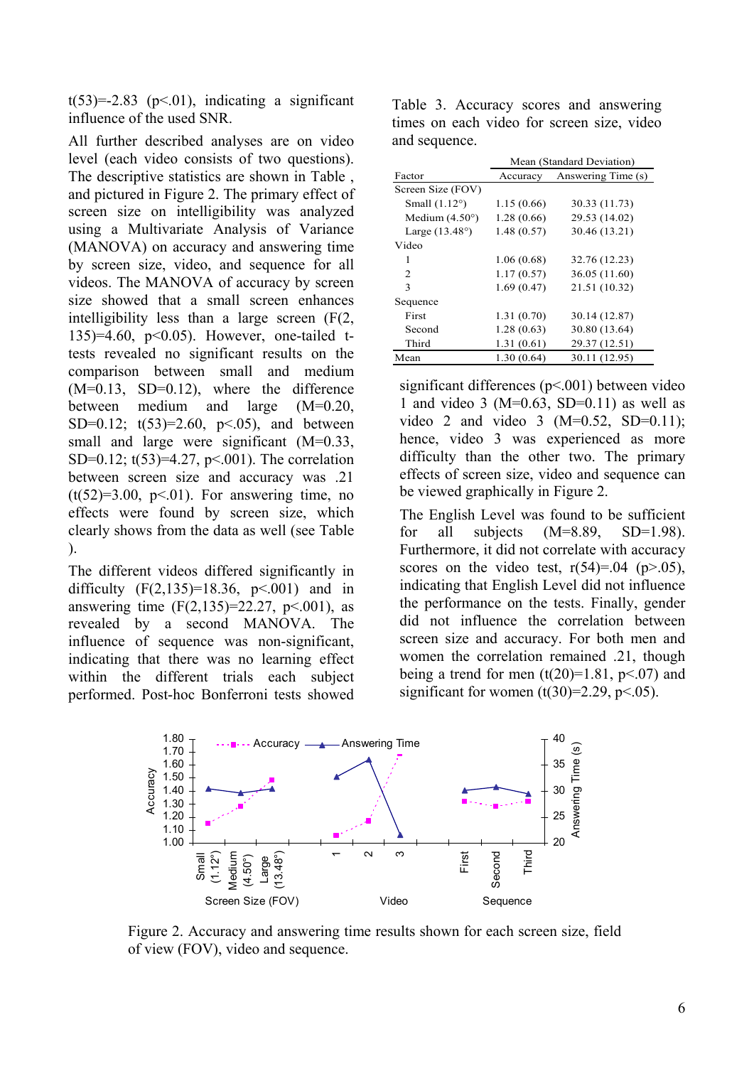t(53)=-2.83 (p<.01), indicating a significant influence of the used SNR.

All further described analyses are on video level (each video consists of two questions). The descriptive statistics are shown in Table , and pictured in Figure 2. The primary effect of screen size on intelligibility was analyzed using a Multivariate Analysis of Variance (MANOVA) on accuracy and answering time by screen size, video, and sequence for all videos. The MANOVA of accuracy by screen size showed that a small screen enhances intelligibility less than a large screen (F(2, 135)=4.60, p<0.05). However, one-tailed t-tests revealed no significant results on the comparison between small and medium (M=0.13, SD=0.12), where the difference between medium and large (M=0.20, SD=0.12; t(53)=2.60, p<.05), and between small and large were significant (M=0.33, SD=0.12; t(53)=4.27, p<.001). The correlation between screen size and accuracy was .21 (t(52)=3.00, p<.01). For answering time, no effects were found by screen size, which clearly shows from the data as well (see Table ).

The different videos differed significantly in difficulty (F(2,135)=18.36, p<.001) and in answering time (F(2,135)=22.27, p<.001), as revealed by a second MANOVA. The influence of sequence was non-significant, indicating that there was no learning effect within the different trials each subject performed. Post-hoc Bonferroni tests showed significant differences (p<.001) between video 1 and video 3 (M=0.63, SD=0.11) as well as video 2 and video 3 (M=0.52, SD=0.11); hence, video 3 was experienced as more difficulty than the other two. The primary effects of screen size, video and sequence can be viewed graphically in Figure 2.

The English Level was found to be sufficient for all subjects (M=8.89, SD=1.98). Furthermore, it did not correlate with accuracy scores on the video test, r(54)=.04 (p>.05), indicating that English Level did not influence the performance on the tests. Finally, gender did not influence the correlation between screen size and accuracy. For both men and women the correlation remained .21, though being a trend for men (t(20)=1.81, p<.07) and significant for women (t(30)=2.29, p<.05).

Table 3. Accuracy scores and answering times on each video for screen size, video and sequence.

| | Mean (Standard Deviation) | |
|---|---|---|
| Factor | Accuracy | Answering Time (s) |
| Screen Size (FOV) | | |
| Small (1.12°) | 1.15 (0.66) | 30.33 (11.73) |
| Medium (4.50°) | 1.28 (0.66) | 29.53 (14.02) |
| Large (13.48°) | 1.48 (0.57) | 30.46 (13.21) |
| Video | | |
| 1 | 1.06 (0.68) | 32.76 (12.23) |
| 2 | 1.17 (0.57) | 36.05 (11.60) |
| 3 | 1.69 (0.47) | 21.51 (10.32) |
| Sequence | | |
| First | 1.31 (0.70) | 30.14 (12.87) |
| Second | 1.28 (0.63) | 30.80 (13.64) |
| Third | 1.31 (0.61) | 29.37 (12.51) |
| Mean | 1.30 (0.64) | 30.11 (12.95) |

Figure 2. Accuracy and answering time results shown for each screen size, field of view (FOV), video and sequence.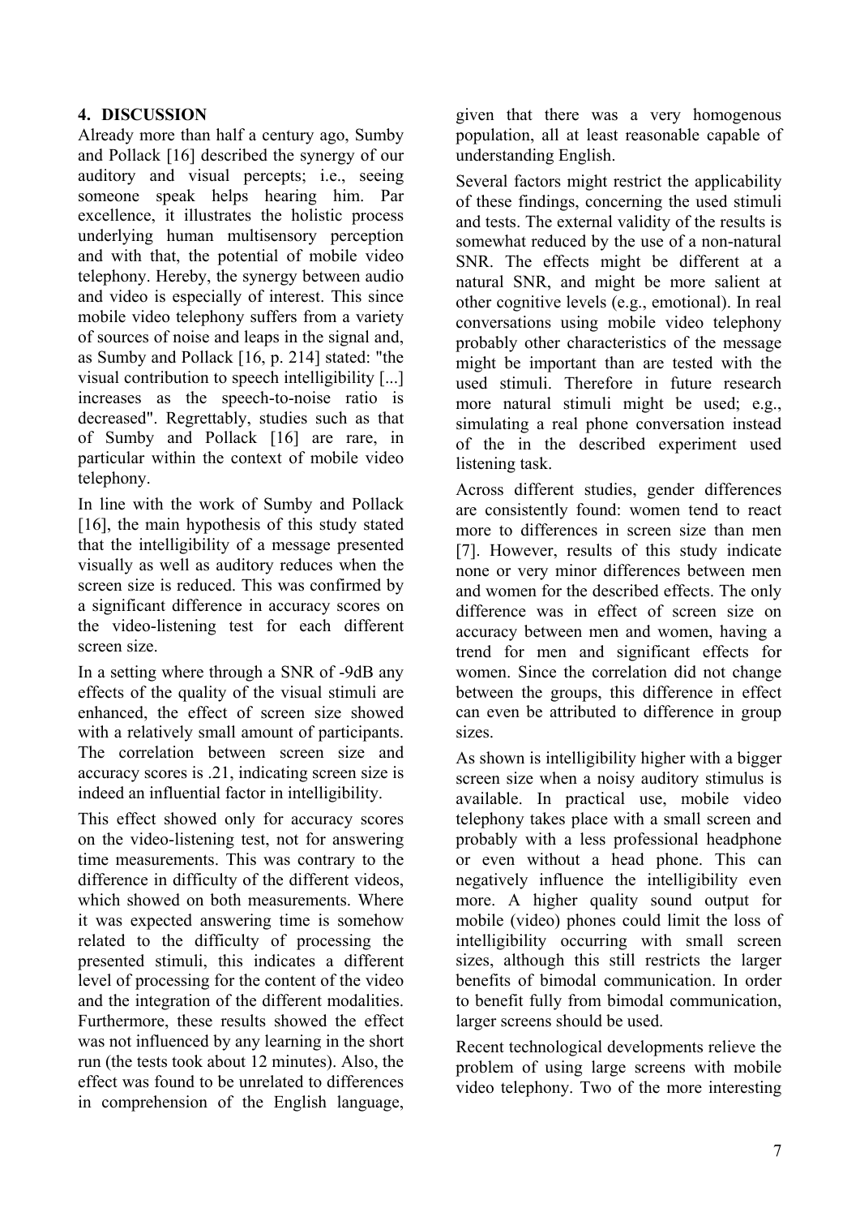## 4. DISCUSSION

Already more than half a century ago, Sumby and Pollack [16] described the synergy of our auditory and visual percepts; i.e., seeing someone speak helps hearing him. Par excellence, it illustrates the holistic process underlying human multisensory perception and with that, the potential of mobile video telephony. Hereby, the synergy between audio and video is especially of interest. This since mobile video telephony suffers from a variety of sources of noise and leaps in the signal and, as Sumby and Pollack [16, p. 214] stated: "the visual contribution to speech intelligibility [...] increases as the speech-to-noise ratio is decreased". Regrettably, studies such as that of Sumby and Pollack [16] are rare, in particular within the context of mobile video telephony.

In line with the work of Sumby and Pollack [16], the main hypothesis of this study stated that the intelligibility of a message presented visually as well as auditory reduces when the screen size is reduced. This was confirmed by a significant difference in accuracy scores on the video-listening test for each different screen size.

In a setting where through a SNR of -9dB any effects of the quality of the visual stimuli are enhanced, the effect of screen size showed with a relatively small amount of participants. The correlation between screen size and accuracy scores is .21, indicating screen size is indeed an influential factor in intelligibility.

This effect showed only for accuracy scores on the video-listening test, not for answering time measurements. This was contrary to the difference in difficulty of the different videos, which showed on both measurements. Where it was expected answering time is somehow related to the difficulty of processing the presented stimuli, this indicates a different level of processing for the content of the video and the integration of the different modalities. Furthermore, these results showed the effect was not influenced by any learning in the short run (the tests took about 12 minutes). Also, the effect was found to be unrelated to differences in comprehension of the English language, given that there was a very homogenous population, all at least reasonable capable of understanding English.

Several factors might restrict the applicability of these findings, concerning the used stimuli and tests. The external validity of the results is somewhat reduced by the use of a non-natural SNR. The effects might be different at a natural SNR, and might be more salient at other cognitive levels (e.g., emotional). In real conversations using mobile video telephony probably other characteristics of the message might be important than are tested with the used stimuli. Therefore in future research more natural stimuli might be used; e.g., simulating a real phone conversation instead of the in the described experiment used listening task.

Across different studies, gender differences are consistently found: women tend to react more to differences in screen size than men [7]. However, results of this study indicate none or very minor differences between men and women for the described effects. The only difference was in effect of screen size on accuracy between men and women, having a trend for men and significant effects for women. Since the correlation did not change between the groups, this difference in effect can even be attributed to difference in group sizes.

As shown is intelligibility higher with a bigger screen size when a noisy auditory stimulus is available. In practical use, mobile video telephony takes place with a small screen and probably with a less professional headphone or even without a head phone. This can negatively influence the intelligibility even more. A higher quality sound output for mobile (video) phones could limit the loss of intelligibility occurring with small screen sizes, although this still restricts the larger benefits of bimodal communication. In order to benefit fully from bimodal communication, larger screens should be used.

Recent technological developments relieve the problem of using large screens with mobile video telephony. Two of the more interesting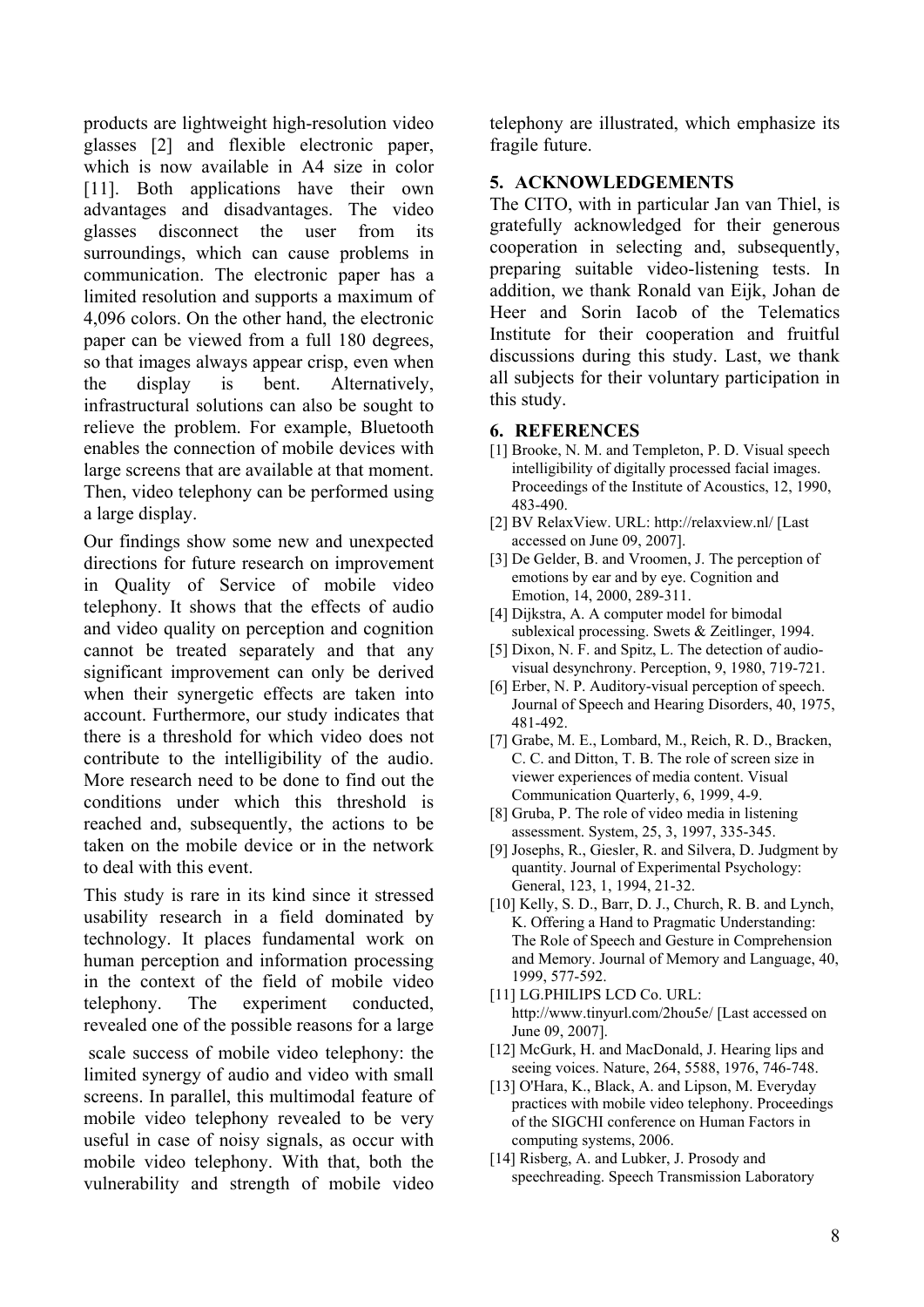products are lightweight high-resolution video glasses [2] and flexible electronic paper, which is now available in A4 size in color [11]. Both applications have their own advantages and disadvantages. The video glasses disconnect the user from its surroundings, which can cause problems in communication. The electronic paper has a limited resolution and supports a maximum of 4,096 colors. On the other hand, the electronic paper can be viewed from a full 180 degrees, so that images always appear crisp, even when the display is bent. Alternatively, infrastructural solutions can also be sought to relieve the problem. For example, Bluetooth enables the connection of mobile devices with large screens that are available at that moment. Then, video telephony can be performed using a large display.

Our findings show some new and unexpected directions for future research on improvement in Quality of Service of mobile video telephony. It shows that the effects of audio and video quality on perception and cognition cannot be treated separately and that any significant improvement can only be derived when their synergetic effects are taken into account. Furthermore, our study indicates that there is a threshold for which video does not contribute to the intelligibility of the audio. More research need to be done to find out the conditions under which this threshold is reached and, subsequently, the actions to be taken on the mobile device or in the network to deal with this event.

This study is rare in its kind since it stressed usability research in a field dominated by technology. It places fundamental work on human perception and information processing in the context of the field of mobile video telephony. The experiment conducted, revealed one of the possible reasons for a large scale success of mobile video telephony: the limited synergy of audio and video with small screens. In parallel, this multimodal feature of mobile video telephony revealed to be very useful in case of noisy signals, as occur with mobile video telephony. With that, both the vulnerability and strength of mobile video telephony are illustrated, which emphasize its fragile future.

## 5. ACKNOWLEDGEMENTS

The CITO, with in particular Jan van Thiel, is gratefully acknowledged for their generous cooperation in selecting and, subsequently, preparing suitable video-listening tests. In addition, we thank Ronald van Eijk, Johan de Heer and Sorin Iacob of the Telematics Institute for their cooperation and fruitful discussions during this study. Last, we thank all subjects for their voluntary participation in this study.

## 6. REFERENCES

[1] Brooke, N. M. and Templeton, P. D. Visual speech intelligibility of digitally processed facial images. Proceedings of the Institute of Acoustics, 12, 1990, 483-490.

[2] BV RelaxView. URL: http://relaxview.nl/ [Last accessed on June 09, 2007].

[3] De Gelder, B. and Vroomen, J. The perception of emotions by ear and by eye. Cognition and Emotion, 14, 2000, 289-311.

[4] Dijkstra, A. A computer model for bimodal sublexical processing. Swets & Zeitlinger, 1994.

[5] Dixon, N. F. and Spitz, L. The detection of audio-visual desynchrony. Perception, 9, 1980, 719-721.

[6] Erber, N. P. Auditory-visual perception of speech. Journal of Speech and Hearing Disorders, 40, 1975, 481-492.

[7] Grabe, M. E., Lombard, M., Reich, R. D., Bracken, C. C. and Ditton, T. B. The role of screen size in viewer experiences of media content. Visual Communication Quarterly, 6, 1999, 4-9.

[8] Gruba, P. The role of video media in listening assessment. System, 25, 3, 1997, 335-345.

[9] Josephs, R., Giesler, R. and Silvera, D. Judgment by quantity. Journal of Experimental Psychology: General, 123, 1, 1994, 21-32.

[10] Kelly, S. D., Barr, D. J., Church, R. B. and Lynch, K. Offering a Hand to Pragmatic Understanding: The Role of Speech and Gesture in Comprehension and Memory. Journal of Memory and Language, 40, 1999, 577-592.

[11] LG.PHILIPS LCD Co. URL: http://www.tinyurl.com/2hou5e/ [Last accessed on June 09, 2007].

[12] McGurk, H. and MacDonald, J. Hearing lips and seeing voices. Nature, 264, 5588, 1976, 746-748.

[13] O'Hara, K., Black, A. and Lipson, M. Everyday practices with mobile video telephony. Proceedings of the SIGCHI conference on Human Factors in computing systems, 2006.

[14] Risberg, A. and Lubker, J. Prosody and speechreading. Speech Transmission Laboratory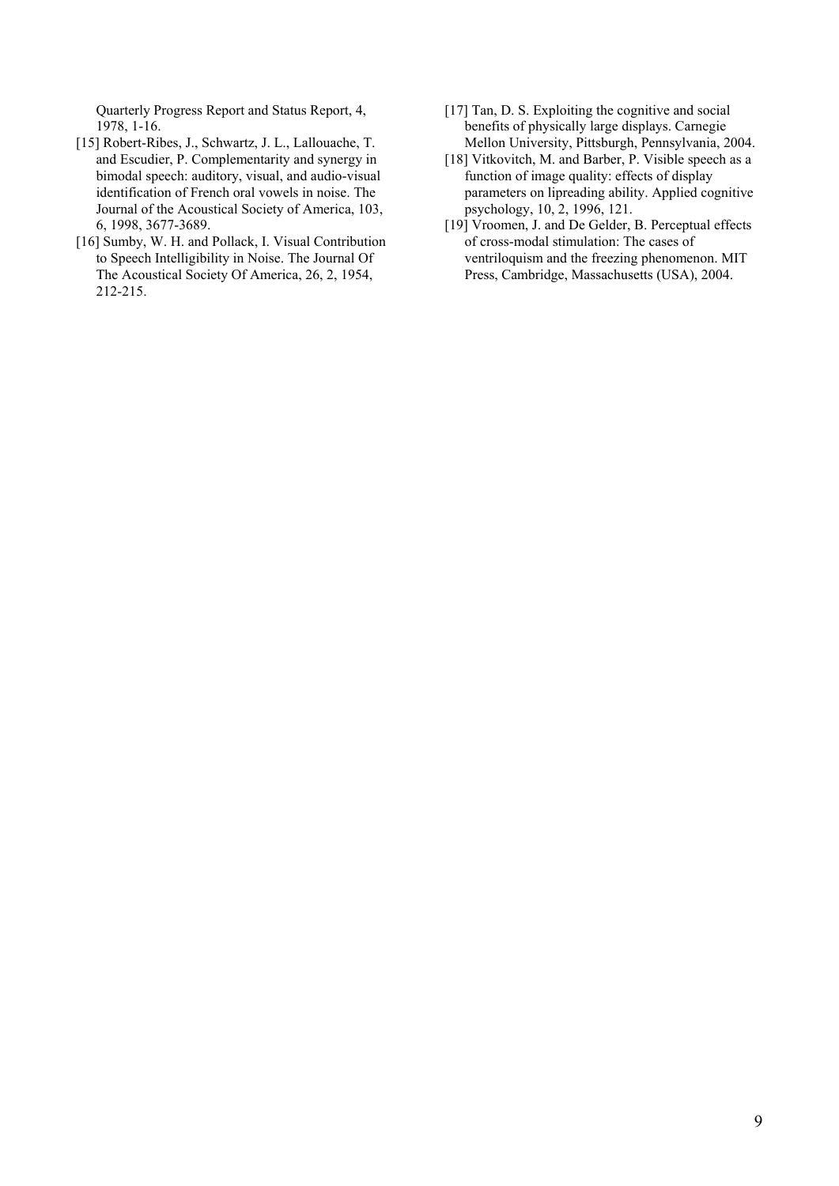Quarterly Progress Report and Status Report, 4, 1978, 1-16.

[15] Robert-Ribes, J., Schwartz, J. L., Lallouache, T. and Escudier, P. Complementarity and synergy in bimodal speech: auditory, visual, and audio-visual identification of French oral vowels in noise. The Journal of the Acoustical Society of America, 103, 6, 1998, 3677-3689.

[16] Sumby, W. H. and Pollack, I. Visual Contribution to Speech Intelligibility in Noise. The Journal Of The Acoustical Society Of America, 26, 2, 1954, 212-215.

[17] Tan, D. S. Exploiting the cognitive and social benefits of physically large displays. Carnegie Mellon University, Pittsburgh, Pennsylvania, 2004.

[18] Vitkovitch, M. and Barber, P. Visible speech as a function of image quality: effects of display parameters on lipreading ability. Applied cognitive psychology, 10, 2, 1996, 121.

[19] Vroomen, J. and De Gelder, B. Perceptual effects of cross-modal stimulation: The cases of ventriloquism and the freezing phenomenon. MIT Press, Cambridge, Massachusetts (USA), 2004.